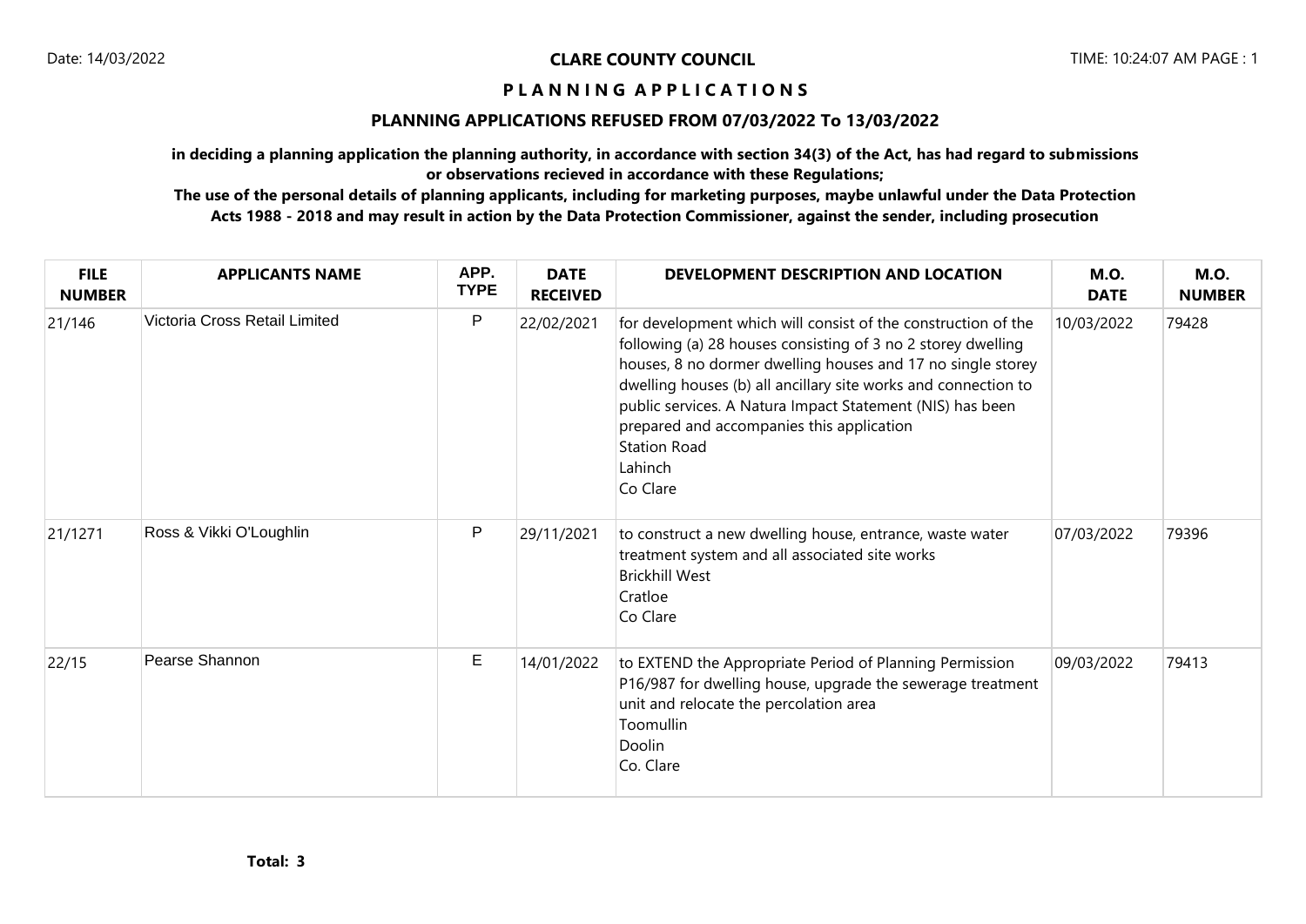**CLARE COUNTY COUNCIL**

**P L A N N I N G A P P L I C A T I O N S**

## PLANNING APPLICATIONS REFUSED FROM 07/03/2022 To 13/03/2022

**in deciding a planning application the planning authority, in accordance with section 34(3) of the Act, has had regard to submissions or observations recieved in accordance with these Regulations;**

**The use of the personal details of planning applicants, including for marketing purposes, maybe unlawful under the Data Protection Acts 1988 - 2018 and may result in action by the Data Protection Commissioner, against the sender, including prosecution**

| FILE NUMBER | APPLICANTS NAME | APP. TYPE | DATE RECEIVED | DEVELOPMENT DESCRIPTION AND LOCATION | M.O. DATE | M.O. NUMBER |
|---|---|---|---|---|---|---|
| 21/146 | Victoria Cross Retail Limited | P | 22/02/2021 | for development which will consist of the construction of the following (a) 28 houses consisting of 3 no 2 storey dwelling houses, 8 no dormer dwelling houses and 17 no single storey dwelling houses (b) all ancillary site works and connection to public services. A Natura Impact Statement (NIS) has been prepared and accompanies this application<br>Station Road<br>Lahinch<br>Co Clare | 10/03/2022 | 79428 |
| 21/1271 | Ross & Vikki O'Loughlin | P | 29/11/2021 | to construct a new dwelling house, entrance, waste water treatment system and all associated site works<br>Brickhill West<br>Cratloe<br>Co Clare | 07/03/2022 | 79396 |
| 22/15 | Pearse Shannon | E | 14/01/2022 | to EXTEND the Appropriate Period of Planning Permission P16/987 for dwelling house, upgrade the sewerage treatment unit and relocate the percolation area<br>Toomullin<br>Doolin<br>Co. Clare | 09/03/2022 | 79413 |

**Total: 3**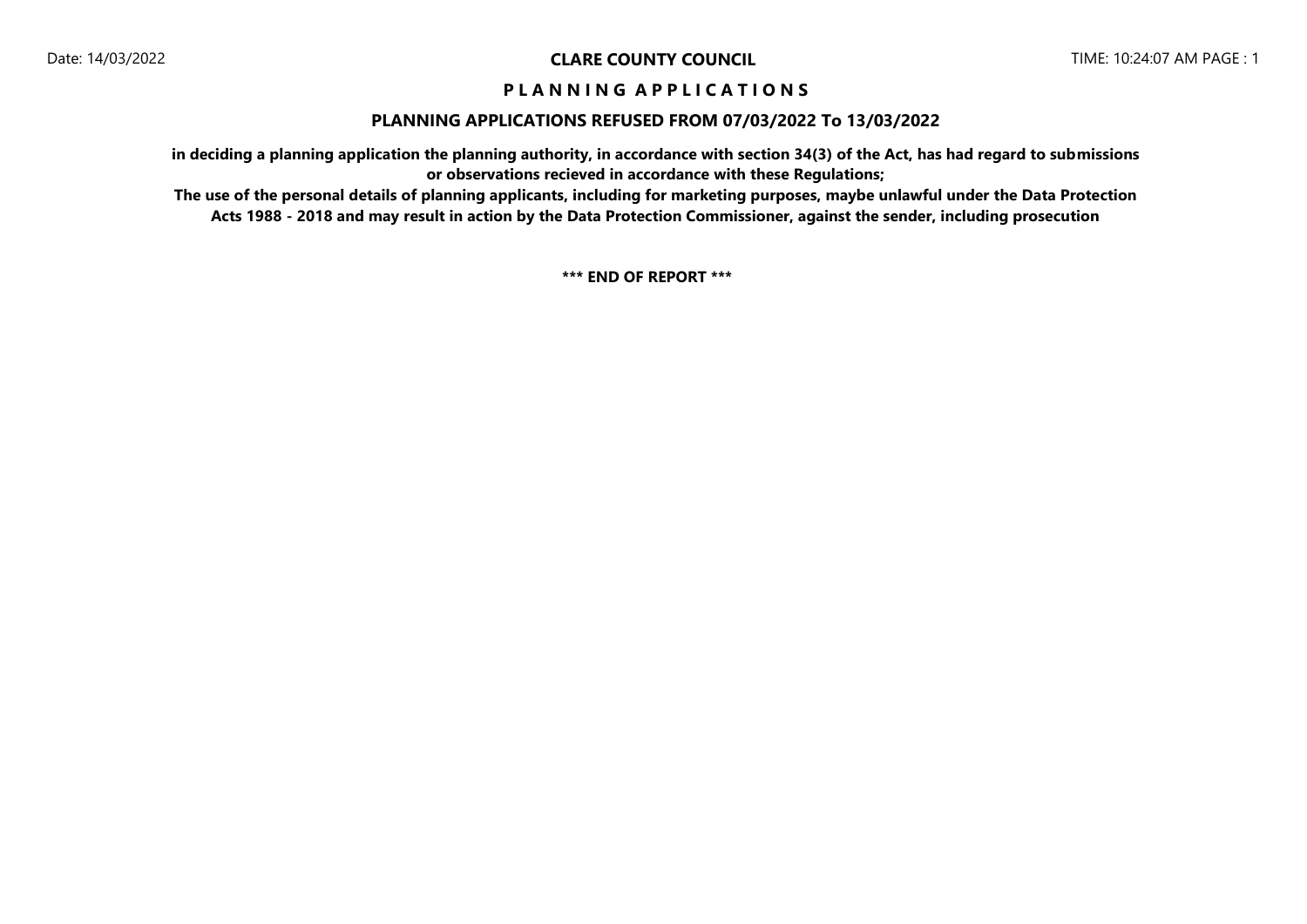# CLARE COUNTY COUNCIL

## P L A N N I N G A P P L I C A T I O N S

### PLANNING APPLICATIONS REFUSED FROM 07/03/2022 To 13/03/2022

**in deciding a planning application the planning authority, in accordance with section 34(3) of the Act, has had regard to submissions or observations recieved in accordance with these Regulations;**

**The use of the personal details of planning applicants, including for marketing purposes, maybe unlawful under the Data Protection Acts 1988 - 2018 and may result in action by the Data Protection Commissioner, against the sender, including prosecution**

**\*\*\* END OF REPORT \*\*\***